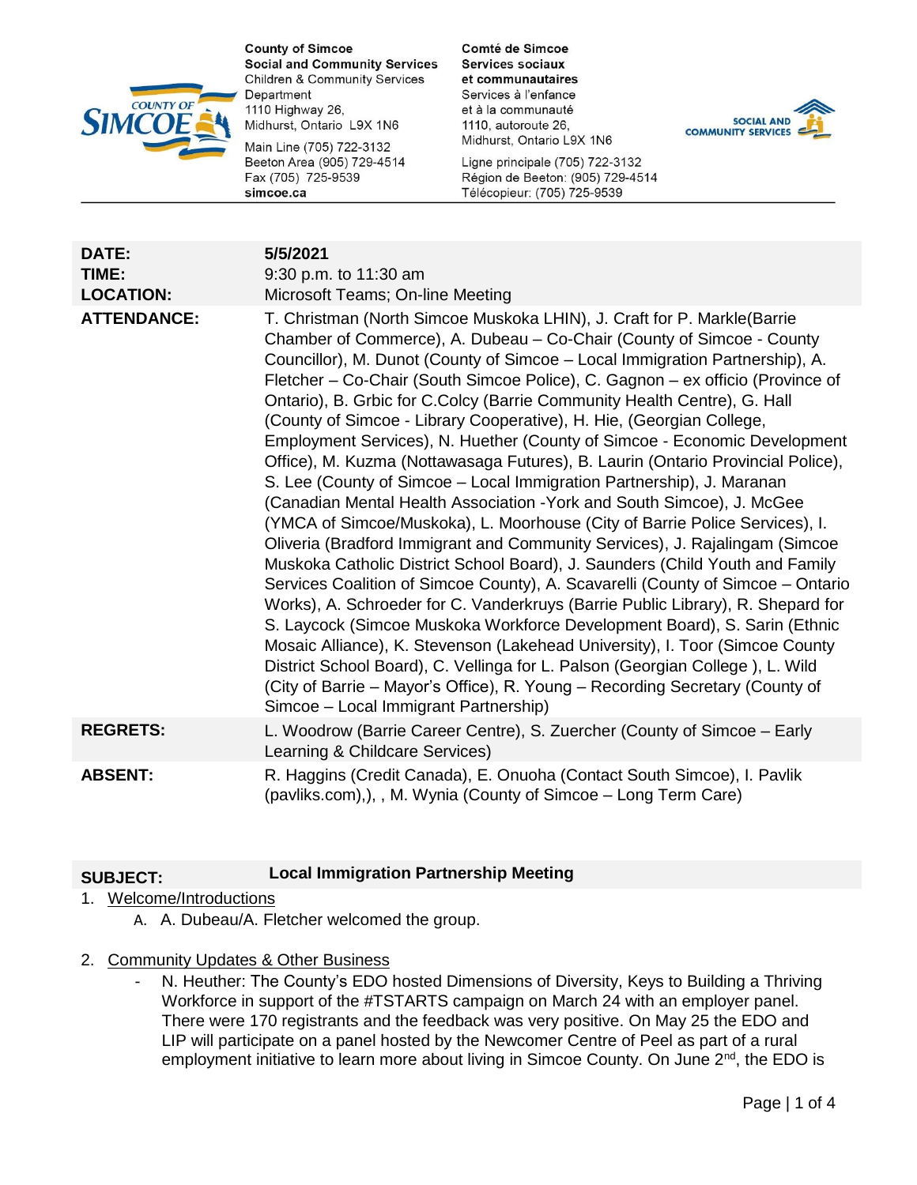**County of Simcoe**
**Social and Community Services**
Children & Community Services Department
1110 Highway 26,
Midhurst, Ontario L9X 1N6
Main Line (705) 722-3132
Beeton Area (905) 729-4514
Fax (705) 725-9539
**simcoe.ca**

**Comté de Simcoe**
**Services sociaux et communautaires**
Services à l'enfance et à la communauté
1110, autoroute 26,
Midhurst, Ontario L9X 1N6
Ligne principale (705) 722-3132
Région de Beeton: (905) 729-4514
Télécopieur: (705) 725-9539

| | |
|---|---|
| **DATE:** | **5/5/2021** |
| **TIME:** | 9:30 p.m. to 11:30 am |
| **LOCATION:** | Microsoft Teams; On-line Meeting |
| **ATTENDANCE:** | T. Christman (North Simcoe Muskoka LHIN), J. Craft for P. Markle(Barrie Chamber of Commerce), A. Dubeau – Co-Chair (County of Simcoe - County Councillor), M. Dunot (County of Simcoe – Local Immigration Partnership), A. Fletcher – Co-Chair (South Simcoe Police), C. Gagnon – ex officio (Province of Ontario), B. Grbic for C.Colcy (Barrie Community Health Centre), G. Hall (County of Simcoe - Library Cooperative), H. Hie, (Georgian College, Employment Services), N. Huether (County of Simcoe - Economic Development Office), M. Kuzma (Nottawasaga Futures), B. Laurin (Ontario Provincial Police), S. Lee (County of Simcoe – Local Immigration Partnership), J. Maranan (Canadian Mental Health Association -York and South Simcoe), J. McGee (YMCA of Simcoe/Muskoka), L. Moorhouse (City of Barrie Police Services), I. Oliveria (Bradford Immigrant and Community Services), J. Rajalingam (Simcoe Muskoka Catholic District School Board), J. Saunders (Child Youth and Family Services Coalition of Simcoe County), A. Scavarelli (County of Simcoe – Ontario Works), A. Schroeder for C. Vanderkruys (Barrie Public Library), R. Shepard for S. Laycock (Simcoe Muskoka Workforce Development Board), S. Sarin (Ethnic Mosaic Alliance), K. Stevenson (Lakehead University), I. Toor (Simcoe County District School Board), C. Vellinga for L. Palson (Georgian College ), L. Wild (City of Barrie – Mayor's Office), R. Young – Recording Secretary (County of Simcoe – Local Immigrant Partnership) |
| **REGRETS:** | L. Woodrow (Barrie Career Centre), S. Zuercher (County of Simcoe – Early Learning & Childcare Services) |
| **ABSENT:** | R. Haggins (Credit Canada), E. Onuoha (Contact South Simcoe), I. Pavlik (pavliks.com),), , M. Wynia (County of Simcoe – Long Term Care) |

**SUBJECT: Local Immigration Partnership Meeting**

1. Welcome/Introductions
   A. A. Dubeau/A. Fletcher welcomed the group.

2. Community Updates & Other Business
   - N. Heuther: The County's EDO hosted Dimensions of Diversity, Keys to Building a Thriving Workforce in support of the #TSTARTS campaign on March 24 with an employer panel. There were 170 registrants and the feedback was very positive. On May 25 the EDO and LIP will participate on a panel hosted by the Newcomer Centre of Peel as part of a rural employment initiative to learn more about living in Simcoe County. On June 2nd, the EDO is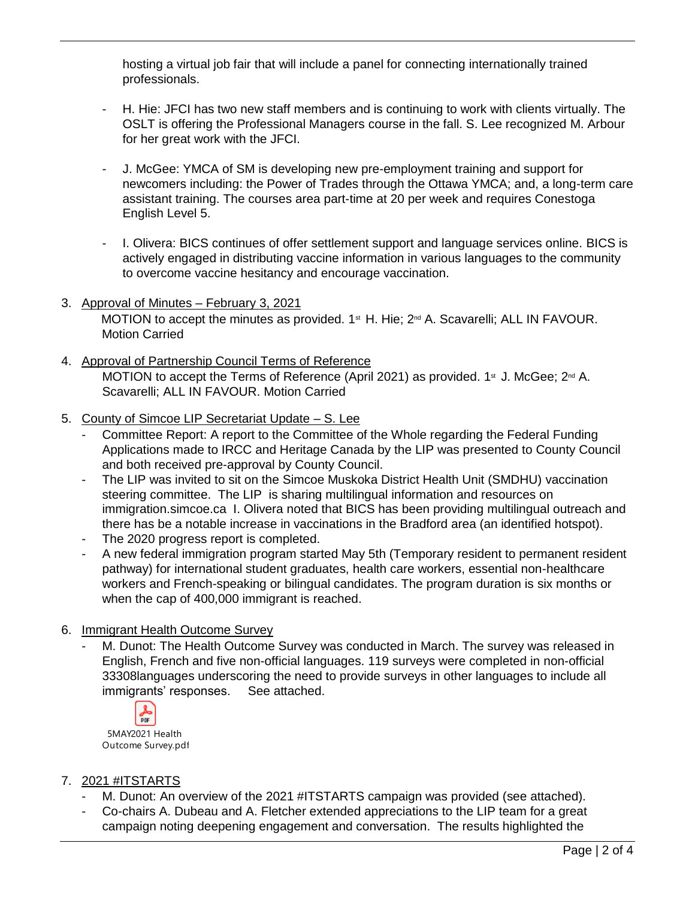hosting a virtual job fair that will include a panel for connecting internationally trained professionals.

- H. Hie: JFCI has two new staff members and is continuing to work with clients virtually. The OSLT is offering the Professional Managers course in the fall. S. Lee recognized M. Arbour for her great work with the JFCI.

- J. McGee: YMCA of SM is developing new pre-employment training and support for newcomers including: the Power of Trades through the Ottawa YMCA; and, a long-term care assistant training. The courses area part-time at 20 per week and requires Conestoga English Level 5.

- I. Olivera: BICS continues of offer settlement support and language services online. BICS is actively engaged in distributing vaccine information in various languages to the community to overcome vaccine hesitancy and encourage vaccination.

3. Approval of Minutes – February 3, 2021

   MOTION to accept the minutes as provided. 1st H. Hie; 2nd A. Scavarelli; ALL IN FAVOUR. Motion Carried

4. Approval of Partnership Council Terms of Reference

   MOTION to accept the Terms of Reference (April 2021) as provided. 1st J. McGee; 2nd A. Scavarelli; ALL IN FAVOUR. Motion Carried

5. County of Simcoe LIP Secretariat Update – S. Lee
   - Committee Report: A report to the Committee of the Whole regarding the Federal Funding Applications made to IRCC and Heritage Canada by the LIP was presented to County Council and both received pre-approval by County Council.
   - The LIP was invited to sit on the Simcoe Muskoka District Health Unit (SMDHU) vaccination steering committee. The LIP is sharing multilingual information and resources on immigration.simcoe.ca I. Olivera noted that BICS has been providing multilingual outreach and there has be a notable increase in vaccinations in the Bradford area (an identified hotspot).
   - The 2020 progress report is completed.
   - A new federal immigration program started May 5th (Temporary resident to permanent resident pathway) for international student graduates, health care workers, essential non-healthcare workers and French-speaking or bilingual candidates. The program duration is six months or when the cap of 400,000 immigrant is reached.

6. Immigrant Health Outcome Survey
   - M. Dunot: The Health Outcome Survey was conducted in March. The survey was released in English, French and five non-official languages. 119 surveys were completed in non-official 33308languages underscoring the need to provide surveys in other languages to include all immigrants' responses. See attached.

   5MAY2021 Health Outcome Survey.pdf

7. 2021 #ITSTARTS
   - M. Dunot: An overview of the 2021 #ITSTARTS campaign was provided (see attached).
   - Co-chairs A. Dubeau and A. Fletcher extended appreciations to the LIP team for a great campaign noting deepening engagement and conversation. The results highlighted the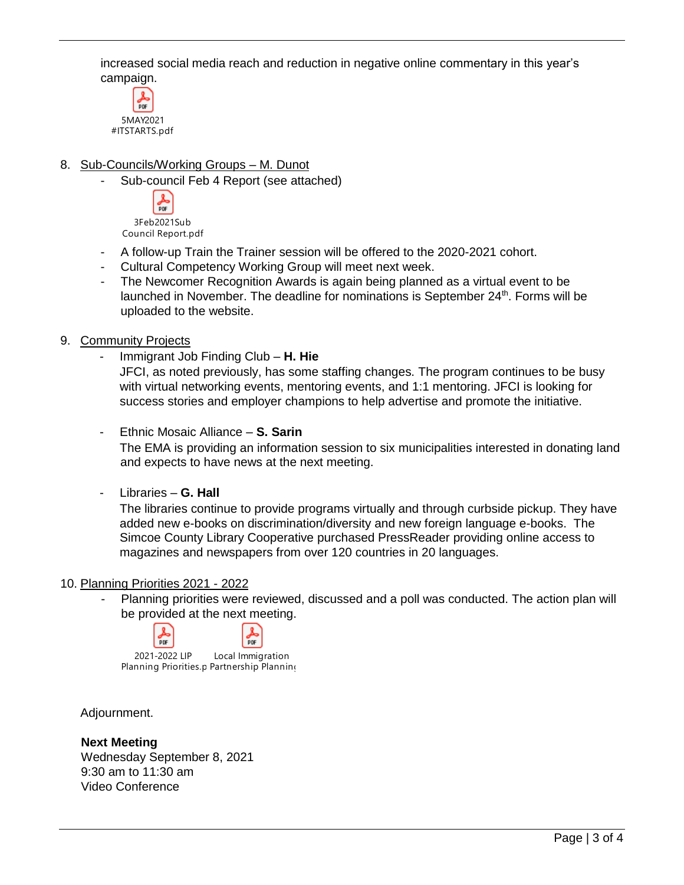increased social media reach and reduction in negative online commentary in this year's campaign.

5MAY2021 #ITSTARTS.pdf

8. Sub-Councils/Working Groups – M. Dunot
   - Sub-council Feb 4 Report (see attached)

     3Feb2021Sub Council Report.pdf

   - A follow-up Train the Trainer session will be offered to the 2020-2021 cohort.
   - Cultural Competency Working Group will meet next week.
   - The Newcomer Recognition Awards is again being planned as a virtual event to be launched in November. The deadline for nominations is September 24th. Forms will be uploaded to the website.

9. Community Projects
   - Immigrant Job Finding Club – **H. Hie**
     JFCI, as noted previously, has some staffing changes. The program continues to be busy with virtual networking events, mentoring events, and 1:1 mentoring. JFCI is looking for success stories and employer champions to help advertise and promote the initiative.

   - Ethnic Mosaic Alliance – **S. Sarin**
     The EMA is providing an information session to six municipalities interested in donating land and expects to have news at the next meeting.

   - Libraries – **G. Hall**
     The libraries continue to provide programs virtually and through curbside pickup. They have added new e-books on discrimination/diversity and new foreign language e-books. The Simcoe County Library Cooperative purchased PressReader providing online access to magazines and newspapers from over 120 countries in 20 languages.

10. Planning Priorities 2021 - 2022
    - Planning priorities were reviewed, discussed and a poll was conducted. The action plan will be provided at the next meeting.

      2021-2022 LIP Planning Priorities.p    Local Immigration Partnership Plannin

Adjournment.

**Next Meeting**
Wednesday September 8, 2021
9:30 am to 11:30 am
Video Conference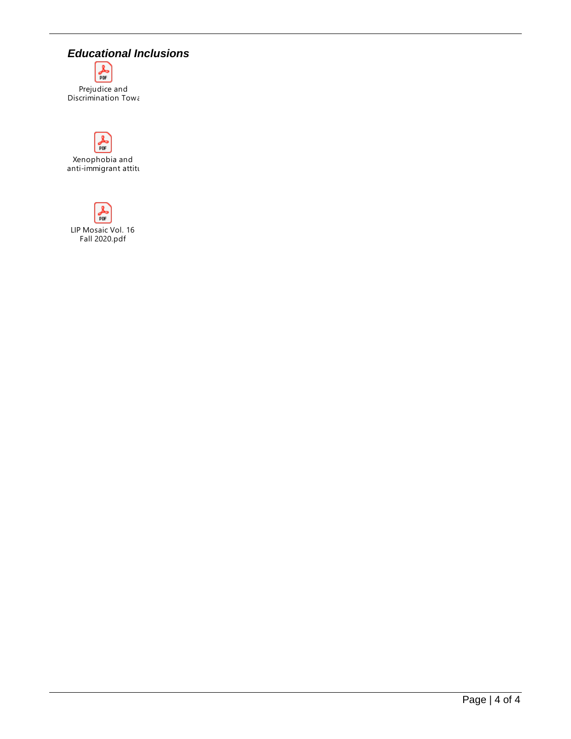### *Educational Inclusions*

Prejudice and Discrimination Towa

Xenophobia and anti-immigrant attitu

LIP Mosaic Vol. 16 Fall 2020.pdf